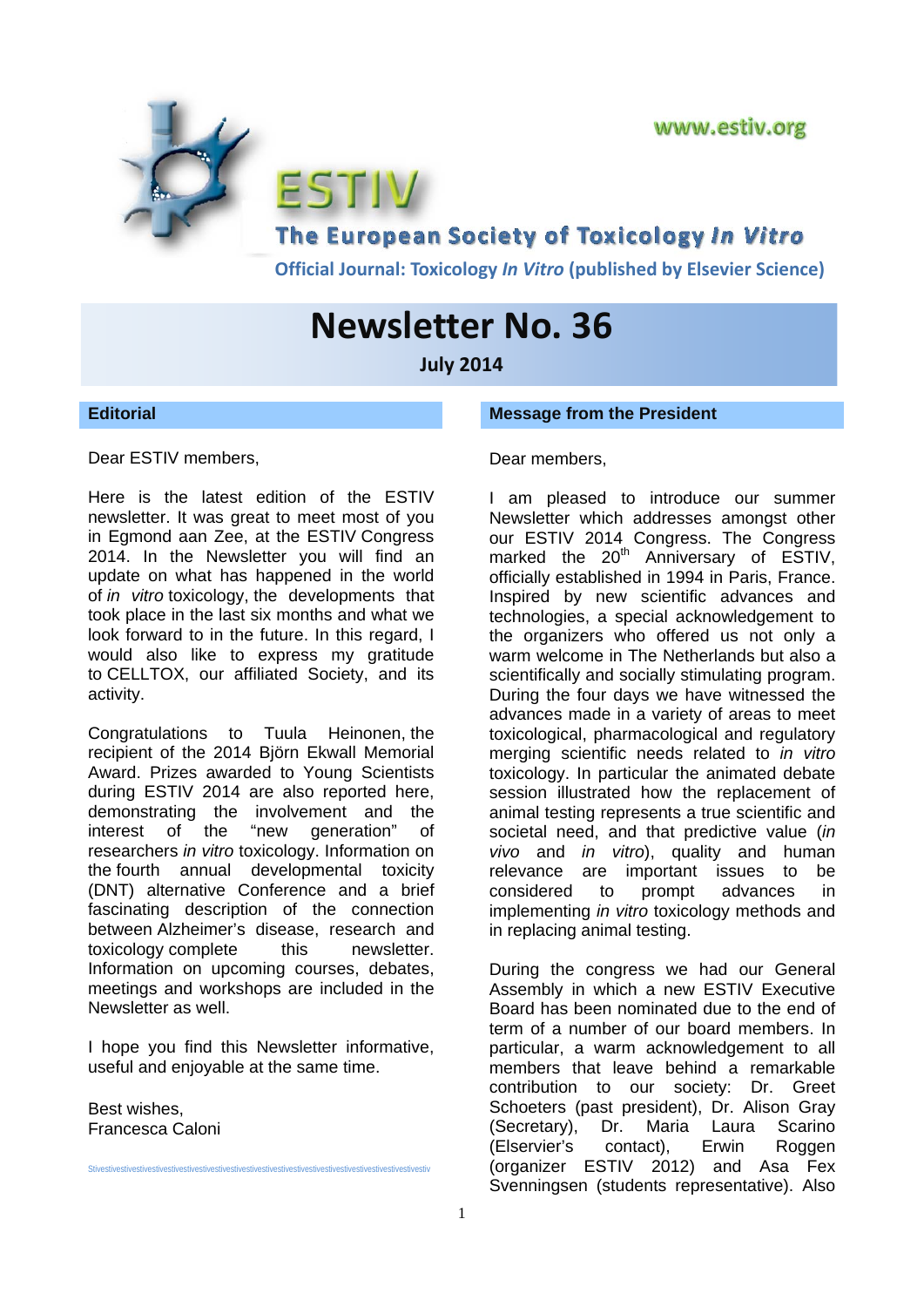www.estiv.org

# ESTIV

## The European Society of Toxicology *In Vitro*

**Official Journal: Toxicology *In Vitro* (published by Elsevier Science)**

# Newsletter No. 36

**July 2014**

## Editorial

Dear ESTIV members,

Here is the latest edition of the ESTIV newsletter. It was great to meet most of you in Egmond aan Zee, at the ESTIV Congress 2014. In the Newsletter you will find an update on what has happened in the world of *in vitro* toxicology, the developments that took place in the last six months and what we look forward to in the future. In this regard, I would also like to express my gratitude to CELLTOX, our affiliated Society, and its activity.

Congratulations to Tuula Heinonen, the recipient of the 2014 Björn Ekwall Memorial Award. Prizes awarded to Young Scientists during ESTIV 2014 are also reported here, demonstrating the involvement and the interest of the "new generation" of researchers *in vitro* toxicology. Information on the fourth annual developmental toxicity (DNT) alternative Conference and a brief fascinating description of the connection between Alzheimer's disease, research and toxicology complete this newsletter. Information on upcoming courses, debates, meetings and workshops are included in the Newsletter as well.

I hope you find this Newsletter informative, useful and enjoyable at the same time.

Best wishes,
Francesca Caloni

## Message from the President

Dear members,

I am pleased to introduce our summer Newsletter which addresses amongst other our ESTIV 2014 Congress. The Congress marked the 20th Anniversary of ESTIV, officially established in 1994 in Paris, France. Inspired by new scientific advances and technologies, a special acknowledgement to the organizers who offered us not only a warm welcome in The Netherlands but also a scientifically and socially stimulating program. During the four days we have witnessed the advances made in a variety of areas to meet toxicological, pharmacological and regulatory merging scientific needs related to *in vitro* toxicology. In particular the animated debate session illustrated how the replacement of animal testing represents a true scientific and societal need, and that predictive value (*in vivo* and *in vitro*), quality and human relevance are important issues to be considered to prompt advances in implementing *in vitro* toxicology methods and in replacing animal testing.

During the congress we had our General Assembly in which a new ESTIV Executive Board has been nominated due to the end of term of a number of our board members. In particular, a warm acknowledgement to all members that leave behind a remarkable contribution to our society: Dr. Greet Schoeters (past president), Dr. Alison Gray (Secretary), Dr. Maria Laura Scarino (Elservier's contact), Erwin Roggen (organizer ESTIV 2012) and Asa Fex Svenningsen (students representative). Also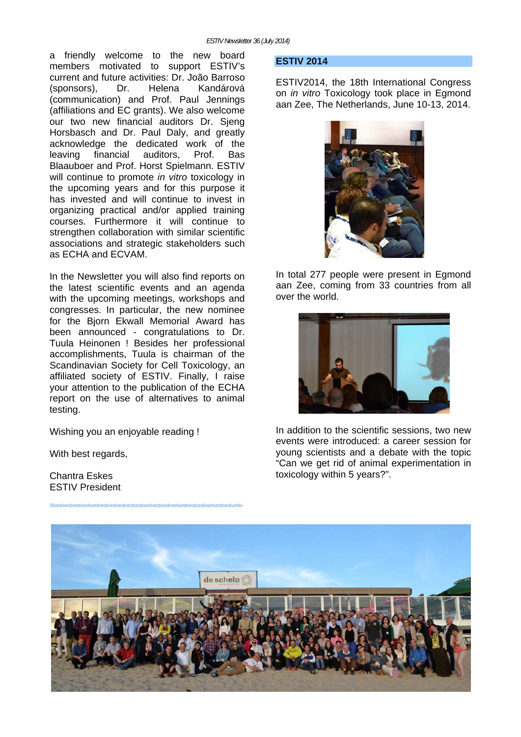a friendly welcome to the new board members motivated to support ESTIV's current and future activities: Dr. João Barroso (sponsors), Dr. Helena Kandárová (communication) and Prof. Paul Jennings (affiliations and EC grants). We also welcome our two new financial auditors Dr. Sjeng Horsbasch and Dr. Paul Daly, and greatly acknowledge the dedicated work of the leaving financial auditors, Prof. Bas Blaauboer and Prof. Horst Spielmann. ESTIV will continue to promote *in vitro* toxicology in the upcoming years and for this purpose it has invested and will continue to invest in organizing practical and/or applied training courses. Furthermore it will continue to strengthen collaboration with similar scientific associations and strategic stakeholders such as ECHA and ECVAM.

In the Newsletter you will also find reports on the latest scientific events and an agenda with the upcoming meetings, workshops and congresses. In particular, the new nominee for the Bjorn Ekwall Memorial Award has been announced - congratulations to Dr. Tuula Heinonen ! Besides her professional accomplishments, Tuula is chairman of the Scandinavian Society for Cell Toxicology, an affiliated society of ESTIV. Finally, I raise your attention to the publication of the ECHA report on the use of alternatives to animal testing.

Wishing you an enjoyable reading !

With best regards,

Chantra Eskes
ESTIV President

## ESTIV 2014

ESTIV2014, the 18th International Congress on *in vitro* Toxicology took place in Egmond aan Zee, The Netherlands, June 10-13, 2014.

In total 277 people were present in Egmond aan Zee, coming from 33 countries from all over the world.

In addition to the scientific sessions, two new events were introduced: a career session for young scientists and a debate with the topic "Can we get rid of animal experimentation in toxicology within 5 years?".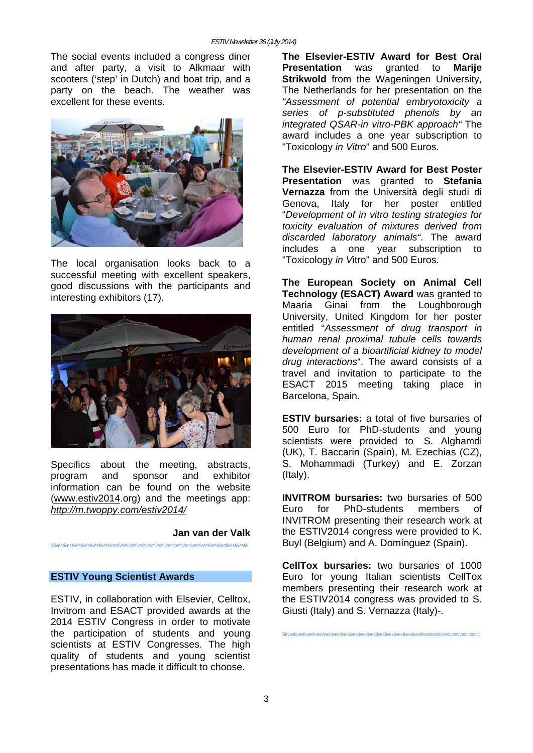The social events included a congress diner and after party, a visit to Alkmaar with scooters ('step' in Dutch) and boat trip, and a party on the beach. The weather was excellent for these events.

The local organisation looks back to a successful meeting with excellent speakers, good discussions with the participants and interesting exhibitors (17).

Specifics about the meeting, abstracts, program and sponsor and exhibitor information can be found on the website (www.estiv2014.org) and the meetings app: *http://m.twoppy.com/estiv2014/*

**Jan van der Valk**

Stivestivestivestivestivestivestivestivestivestivestivestivestivestivestivestivestivestivestivestivestiv

## ESTIV Young Scientist Awards

ESTIV, in collaboration with Elsevier, Celltox, Invitrom and ESACT provided awards at the 2014 ESTIV Congress in order to motivate the participation of students and young scientists at ESTIV Congresses. The high quality of students and young scientist presentations has made it difficult to choose.

**The Elsevier-ESTIV Award for Best Oral Presentation** was granted to **Marije Strikwold** from the Wageningen University, The Netherlands for her presentation on the *"Assessment of potential embryotoxicity a series of p-substituted phenols by an integrated QSAR-in vitro-PBK approach"* The award includes a one year subscription to "Toxicology *in Vitro*" and 500 Euros.

**The Elsevier-ESTIV Award for Best Poster Presentation** was granted to **Stefania Vernazza** from the Università degli studi di Genova, Italy for her poster entitled "*Development of in vitro testing strategies for toxicity evaluation of mixtures derived from discarded laboratory animals"*. The award includes a one year subscription to "Toxicology *in Vitro*" and 500 Euros.

**The European Society on Animal Cell Technology (ESACT) Award** was granted to Maaria Ginai from the Loughborough University, United Kingdom for her poster entitled "*Assessment of drug transport in human renal proximal tubule cells towards development of a bioartificial kidney to model drug interactions*". The award consists of a travel and invitation to participate to the ESACT 2015 meeting taking place in Barcelona, Spain.

**ESTIV bursaries:** a total of five bursaries of 500 Euro for PhD-students and young scientists were provided to S. Alghamdi (UK), T. Baccarin (Spain), M. Ezechias (CZ), S. Mohammadi (Turkey) and E. Zorzan (Italy).

**INVITROM bursaries:** two bursaries of 500 Euro for PhD-students members of INVITROM presenting their research work at the ESTIV2014 congress were provided to K. Buyl (Belgium) and A. Domínguez (Spain).

**CellTox bursaries:** two bursaries of 1000 Euro for young Italian scientists CellTox members presenting their research work at the ESTIV2014 congress was provided to S. Giusti (Italy) and S. Vernazza (Italy)-.

Stivestivestivestivestivestivestivestivestivestivestivestivestivestivestivestivestivestivestivestivestiv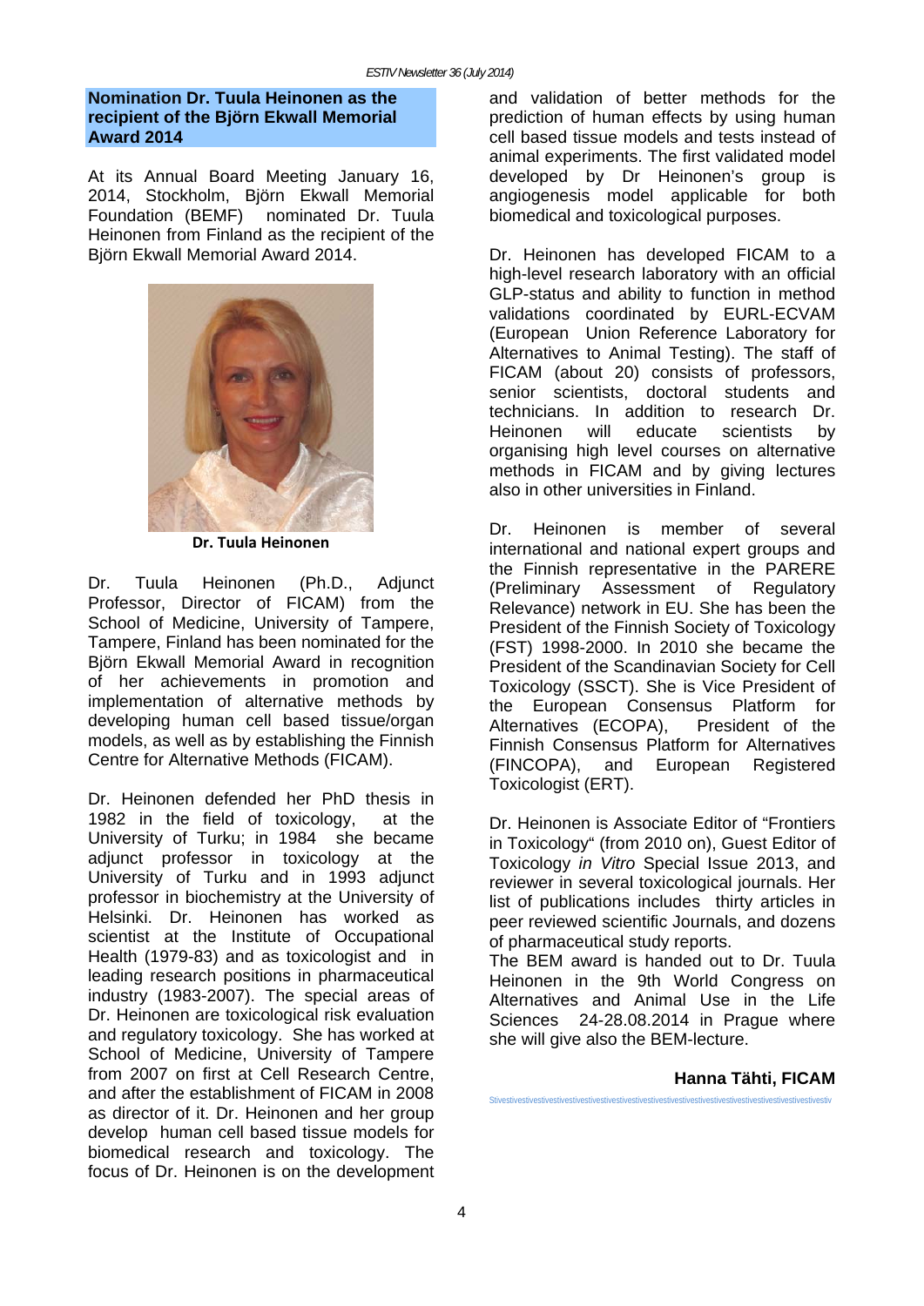## Nomination Dr. Tuula Heinonen as the recipient of the Björn Ekwall Memorial Award 2014

At its Annual Board Meeting January 16, 2014, Stockholm, Björn Ekwall Memorial Foundation (BEMF) nominated Dr. Tuula Heinonen from Finland as the recipient of the Björn Ekwall Memorial Award 2014.

**Dr. Tuula Heinonen**

Dr. Tuula Heinonen (Ph.D., Adjunct Professor, Director of FICAM) from the School of Medicine, University of Tampere, Tampere, Finland has been nominated for the Björn Ekwall Memorial Award in recognition of her achievements in promotion and implementation of alternative methods by developing human cell based tissue/organ models, as well as by establishing the Finnish Centre for Alternative Methods (FICAM).

Dr. Heinonen defended her PhD thesis in 1982 in the field of toxicology, at the University of Turku; in 1984 she became adjunct professor in toxicology at the University of Turku and in 1993 adjunct professor in biochemistry at the University of Helsinki. Dr. Heinonen has worked as scientist at the Institute of Occupational Health (1979-83) and as toxicologist and in leading research positions in pharmaceutical industry (1983-2007). The special areas of Dr. Heinonen are toxicological risk evaluation and regulatory toxicology. She has worked at School of Medicine, University of Tampere from 2007 on first at Cell Research Centre, and after the establishment of FICAM in 2008 as director of it. Dr. Heinonen and her group develop human cell based tissue models for biomedical research and toxicology. The focus of Dr. Heinonen is on the development and validation of better methods for the prediction of human effects by using human cell based tissue models and tests instead of animal experiments. The first validated model developed by Dr Heinonen's group is angiogenesis model applicable for both biomedical and toxicological purposes.

Dr. Heinonen has developed FICAM to a high-level research laboratory with an official GLP-status and ability to function in method validations coordinated by EURL-ECVAM (European Union Reference Laboratory for Alternatives to Animal Testing). The staff of FICAM (about 20) consists of professors, senior scientists, doctoral students and technicians. In addition to research Dr. Heinonen will educate scientists by organising high level courses on alternative methods in FICAM and by giving lectures also in other universities in Finland.

Dr. Heinonen is member of several international and national expert groups and the Finnish representative in the PARERE (Preliminary Assessment of Regulatory Relevance) network in EU. She has been the President of the Finnish Society of Toxicology (FST) 1998-2000. In 2010 she became the President of the Scandinavian Society for Cell Toxicology (SSCT). She is Vice President of the European Consensus Platform for Alternatives (ECOPA), President of the Finnish Consensus Platform for Alternatives (FINCOPA), and European Registered Toxicologist (ERT).

Dr. Heinonen is Associate Editor of "Frontiers in Toxicology" (from 2010 on), Guest Editor of Toxicology *in Vitro* Special Issue 2013, and reviewer in several toxicological journals. Her list of publications includes thirty articles in peer reviewed scientific Journals, and dozens of pharmaceutical study reports.

The BEM award is handed out to Dr. Tuula Heinonen in the 9th World Congress on Alternatives and Animal Use in the Life Sciences 24-28.08.2014 in Prague where she will give also the BEM-lecture.

**Hanna Tähti, FICAM**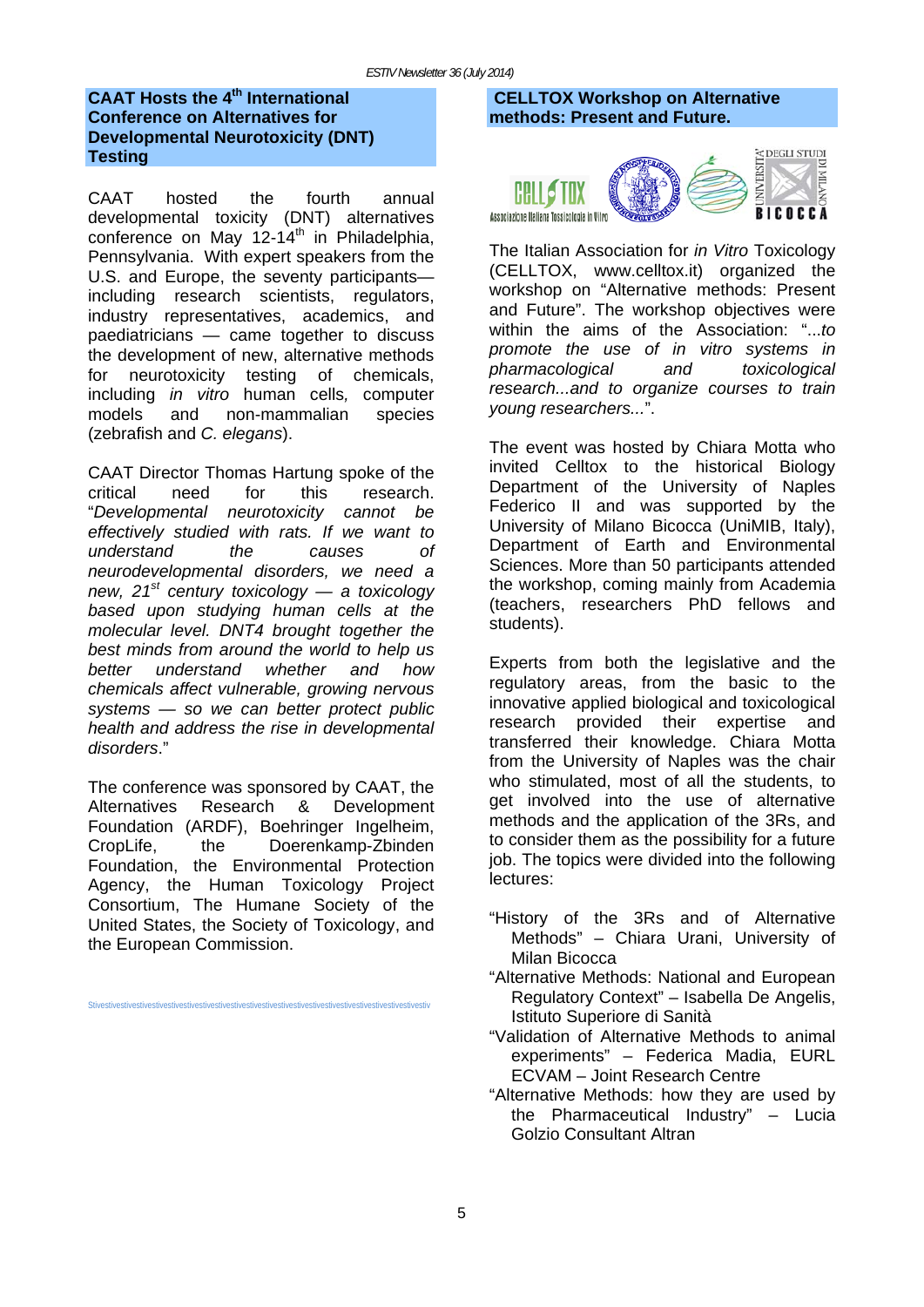## CAAT Hosts the 4th International Conference on Alternatives for Developmental Neurotoxicity (DNT) Testing

CAAT hosted the fourth annual developmental toxicity (DNT) alternatives conference on May 12-14th in Philadelphia, Pennsylvania. With expert speakers from the U.S. and Europe, the seventy participants—including research scientists, regulators, industry representatives, academics, and paediatricians — came together to discuss the development of new, alternative methods for neurotoxicity testing of chemicals, including *in vitro* human cells*,* computer models and non-mammalian species (zebrafish and *C. elegans*).

CAAT Director Thomas Hartung spoke of the critical need for this research. "*Developmental neurotoxicity cannot be effectively studied with rats. If we want to understand the causes of neurodevelopmental disorders, we need a new, 21st century toxicology — a toxicology based upon studying human cells at the molecular level. DNT4 brought together the best minds from around the world to help us better understand whether and how chemicals affect vulnerable, growing nervous systems — so we can better protect public health and address the rise in developmental disorders*."

The conference was sponsored by CAAT, the Alternatives Research & Development Foundation (ARDF), Boehringer Ingelheim, CropLife, the Doerenkamp-Zbinden Foundation, the Environmental Protection Agency, the Human Toxicology Project Consortium, The Humane Society of the United States, the Society of Toxicology, and the European Commission.

Stivestivestivestivestivestivestivestivestivestivestivestivestivestivestivestivestivestivestivestivestiv

## CELLTOX Workshop on Alternative methods: Present and Future.

The Italian Association for *in Vitro* Toxicology (CELLTOX, www.celltox.it) organized the workshop on "Alternative methods: Present and Future". The workshop objectives were within the aims of the Association: "*...to promote the use of in vitro systems in pharmacological and toxicological research...and to organize courses to train young researchers...*".

The event was hosted by Chiara Motta who invited Celltox to the historical Biology Department of the University of Naples Federico II and was supported by the University of Milano Bicocca (UniMIB, Italy), Department of Earth and Environmental Sciences. More than 50 participants attended the workshop, coming mainly from Academia (teachers, researchers PhD fellows and students).

Experts from both the legislative and the regulatory areas, from the basic to the innovative applied biological and toxicological research provided their expertise and transferred their knowledge. Chiara Motta from the University of Naples was the chair who stimulated, most of all the students, to get involved into the use of alternative methods and the application of the 3Rs, and to consider them as the possibility for a future job. The topics were divided into the following lectures:

- "History of the 3Rs and of Alternative Methods" – Chiara Urani, University of Milan Bicocca
- "Alternative Methods: National and European Regulatory Context" – Isabella De Angelis, Istituto Superiore di Sanità
- "Validation of Alternative Methods to animal experiments" – Federica Madia, EURL ECVAM – Joint Research Centre
- "Alternative Methods: how they are used by the Pharmaceutical Industry" – Lucia Golzio Consultant Altran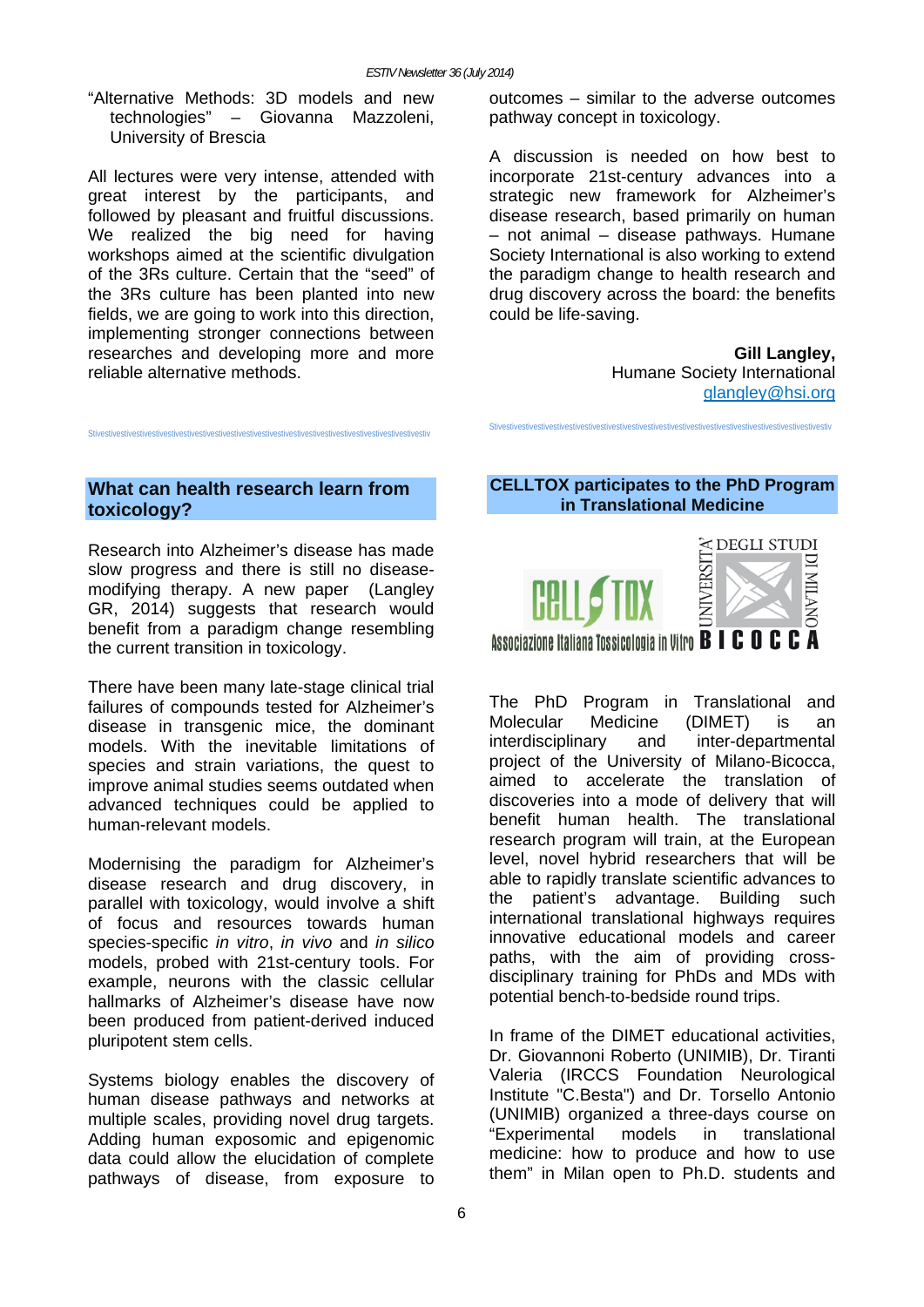"Alternative Methods: 3D models and new technologies" – Giovanna Mazzoleni, University of Brescia

All lectures were very intense, attended with great interest by the participants, and followed by pleasant and fruitful discussions. We realized the big need for having workshops aimed at the scientific divulgation of the 3Rs culture. Certain that the "seed" of the 3Rs culture has been planted into new fields, we are going to work into this direction, implementing stronger connections between researches and developing more and more reliable alternative methods.

## What can health research learn from toxicology?

Research into Alzheimer's disease has made slow progress and there is still no disease-modifying therapy. A new paper (Langley GR, 2014) suggests that research would benefit from a paradigm change resembling the current transition in toxicology.

There have been many late-stage clinical trial failures of compounds tested for Alzheimer's disease in transgenic mice, the dominant models. With the inevitable limitations of species and strain variations, the quest to improve animal studies seems outdated when advanced techniques could be applied to human-relevant models.

Modernising the paradigm for Alzheimer's disease research and drug discovery, in parallel with toxicology, would involve a shift of focus and resources towards human species-specific *in vitro*, *in vivo* and *in silico* models, probed with 21st-century tools. For example, neurons with the classic cellular hallmarks of Alzheimer's disease have now been produced from patient-derived induced pluripotent stem cells.

Systems biology enables the discovery of human disease pathways and networks at multiple scales, providing novel drug targets. Adding human exposomic and epigenomic data could allow the elucidation of complete pathways of disease, from exposure to outcomes – similar to the adverse outcomes pathway concept in toxicology.

A discussion is needed on how best to incorporate 21st-century advances into a strategic new framework for Alzheimer's disease research, based primarily on human – not animal – disease pathways. Humane Society International is also working to extend the paradigm change to health research and drug discovery across the board: the benefits could be life-saving.

**Gill Langley,**
Humane Society International
glangley@hsi.org

## CELLTOX participates to the PhD Program in Translational Medicine

The PhD Program in Translational and Molecular Medicine (DIMET) is an interdisciplinary and inter-departmental project of the University of Milano-Bicocca, aimed to accelerate the translation of discoveries into a mode of delivery that will benefit human health. The translational research program will train, at the European level, novel hybrid researchers that will be able to rapidly translate scientific advances to the patient's advantage. Building such international translational highways requires innovative educational models and career paths, with the aim of providing cross-disciplinary training for PhDs and MDs with potential bench-to-bedside round trips.

In frame of the DIMET educational activities, Dr. Giovannoni Roberto (UNIMIB), Dr. Tiranti Valeria (IRCCS Foundation Neurological Institute "C.Besta") and Dr. Torsello Antonio (UNIMIB) organized a three-days course on "Experimental models in translational medicine: how to produce and how to use them" in Milan open to Ph.D. students and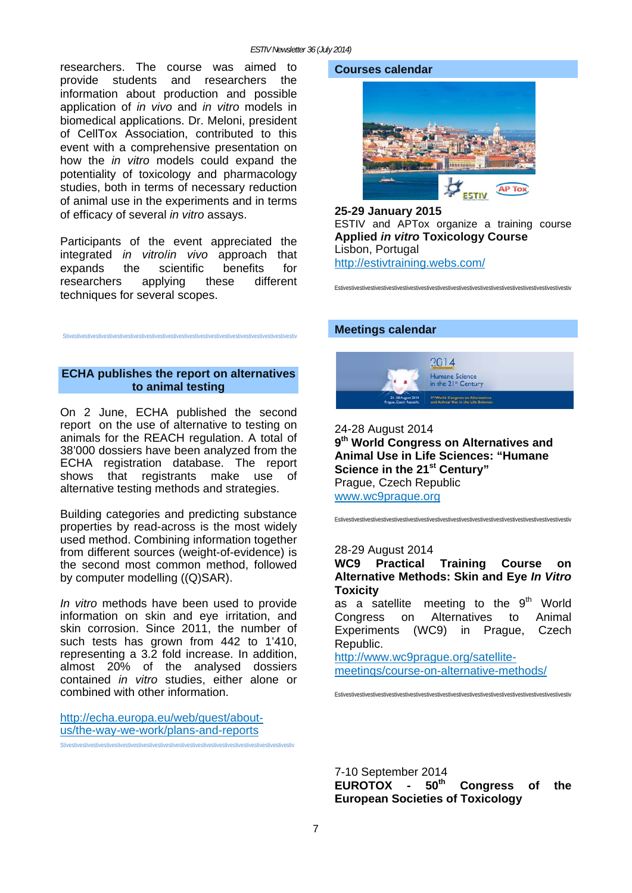researchers. The course was aimed to provide students and researchers the information about production and possible application of *in vivo* and *in vitro* models in biomedical applications. Dr. Meloni, president of CellTox Association, contributed to this event with a comprehensive presentation on how the *in vitro* models could expand the potentiality of toxicology and pharmacology studies, both in terms of necessary reduction of animal use in the experiments and in terms of efficacy of several *in vitro* assays.

Participants of the event appreciated the integrated *in vitro*/*in vivo* approach that expands the scientific benefits for researchers applying these different techniques for several scopes.

Stivestivestivestivestivestivestivestivestivestivestivestivestivestivestivestivestivestivestivestivestivestivestivestivestiv

## ECHA publishes the report on alternatives to animal testing

On 2 June, ECHA published the second report on the use of alternative to testing on animals for the REACH regulation. A total of 38'000 dossiers have been analyzed from the ECHA registration database. The report shows that registrants make use of alternative testing methods and strategies.

Building categories and predicting substance properties by read-across is the most widely used method. Combining information together from different sources (weight-of-evidence) is the second most common method, followed by computer modelling ((Q)SAR).

*In vitro* methods have been used to provide information on skin and eye irritation, and skin corrosion. Since 2011, the number of such tests has grown from 442 to 1'410, representing a 3.2 fold increase. In addition, almost 20% of the analysed dossiers contained *in vitro* studies, either alone or combined with other information.

http://echa.europa.eu/web/guest/about-us/the-way-we-work/plans-and-reports

Stivestivestivestivestivestivestivestivestivestivestivestivestivestivestivestivestivestivestivestivestivestivestivestivestiv

## Courses calendar

**25-29 January 2015**
ESTIV and APTox organize a training course
**Applied *in vitro* Toxicology Course**
Lisbon, Portugal
http://estivtraining.webs.com/

Estivestivestivestivestivestivestivestivestivestivestivestivestivestivestivestivestivestivestivestivestivestivestivestivestiv

## Meetings calendar

24-28 August 2014
**9th World Congress on Alternatives and Animal Use in Life Sciences: "Humane Science in the 21st Century"**
Prague, Czech Republic
www.wc9prague.org

Estivestivestivestivestivestivestivestivestivestivestivestivestivestivestivestivestivestivestivestivestivestivestivestivestiv

28-29 August 2014
**WC9 Practical Training Course on Alternative Methods: Skin and Eye *In Vitro* Toxicity**
as a satellite meeting to the 9th World Congress on Alternatives to Animal Experiments (WC9) in Prague, Czech Republic.
http://www.wc9prague.org/satellite-meetings/course-on-alternative-methods/

Estivestivestivestivestivestivestivestivestivestivestivestivestivestivestivestivestivestivestivestivestivestivestivestivestiv

7-10 September 2014
**EUROTOX - 50th Congress of the European Societies of Toxicology**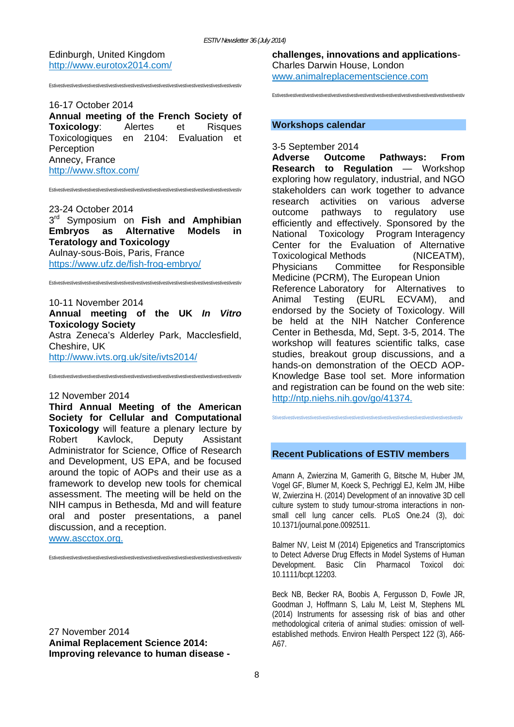Edinburgh, United Kingdom
http://www.eurotox2014.com/

Estivestivestivestivestivestivestivestivestivestivestivestivestivestivestivestivestivestivestivestivestivestivestivestiv

16-17 October 2014
**Annual meeting of the French Society of Toxicology**: Alertes et Risques Toxicologiques en 2104: Evaluation et Perception
Annecy, France
http://www.sftox.com/

Estivestivestivestivestivestivestivestivestivestivestivestivestivestivestivestivestivestivestivestivestivestivestivestiv

23-24 October 2014
3rd Symposium on **Fish and Amphibian Embryos as Alternative Models in Teratology and Toxicology**
Aulnay-sous-Bois, Paris, France
https://www.ufz.de/fish-frog-embryo/

Estivestivestivestivestivestivestivestivestivestivestivestivestivestivestivestivestivestivestivestivestivestivestivestiv

10-11 November 2014
**Annual meeting of the UK *In Vitro* Toxicology Society**
Astra Zeneca's Alderley Park, Macclesfield, Cheshire, UK
http://www.ivts.org.uk/site/ivts2014/

Estivestivestivestivestivestivestivestivestivestivestivestivestivestivestivestivestivestivestivestivestivestivestivestiv

12 November 2014
**Third Annual Meeting of the American Society for Cellular and Computational Toxicology** will feature a plenary lecture by Robert Kavlock, Deputy Assistant Administrator for Science, Office of Research and Development, US EPA, and be focused around the topic of AOPs and their use as a framework to develop new tools for chemical assessment. The meeting will be held on the NIH campus in Bethesda, Md and will feature oral and poster presentations, a panel discussion, and a reception.
www.ascctox.org.

Estivestivestivestivestivestivestivestivestivestivestivestivestivestivestivestivestivestivestivestivestivestivestivestiv

27 November 2014
**Animal Replacement Science 2014: Improving relevance to human disease - challenges, innovations and applications**- Charles Darwin House, London
www.animalreplacementscience.com

Estivestivestivestivestivestivestivestivestivestivestivestivestivestivestivestivestivestivestivestivestivestivestivestiv

## Workshops calendar

3-5 September 2014
**Adverse Outcome Pathways: From Research to Regulation** — Workshop exploring how regulatory, industrial, and NGO stakeholders can work together to advance research activities on various adverse outcome pathways to regulatory use efficiently and effectively. Sponsored by the National Toxicology Program Interagency Center for the Evaluation of Alternative Toxicological Methods (NICEATM), Physicians Committee for Responsible Medicine (PCRM), The European Union Reference Laboratory for Alternatives to Animal Testing (EURL ECVAM), and endorsed by the Society of Toxicology. Will be held at the NIH Natcher Conference Center in Bethesda, Md, Sept. 3-5, 2014. The workshop will features scientific talks, case studies, breakout group discussions, and a hands-on demonstration of the OECD AOP-Knowledge Base tool set. More information and registration can be found on the web site: http://ntp.niehs.nih.gov/go/41374.

Stivestivestivestivestivestivestivestivestivestivestivestivestivestivestivestivestivestivestivestivestivestivestivestiv

## Recent Publications of ESTIV members

Amann A, Zwierzina M, Gamerith G, Bitsche M, Huber JM, Vogel GF, Blumer M, Koeck S, Pechriggl EJ, Kelm JM, Hilbe W, Zwierzina H. (2014) Development of an innovative 3D cell culture system to study tumour-stroma interactions in non-small cell lung cancer cells. PLoS One.24 (3), doi: 10.1371/journal.pone.0092511.

Balmer NV, Leist M (2014) Epigenetics and Transcriptomics to Detect Adverse Drug Effects in Model Systems of Human Development. Basic Clin Pharmacol Toxicol doi: 10.1111/bcpt.12203.

Beck NB, Becker RA, Boobis A, Fergusson D, Fowle JR, Goodman J, Hoffmann S, Lalu M, Leist M, Stephens ML (2014) Instruments for assessing risk of bias and other methodological criteria of animal studies: omission of well-established methods. Environ Health Perspect 122 (3), A66-A67.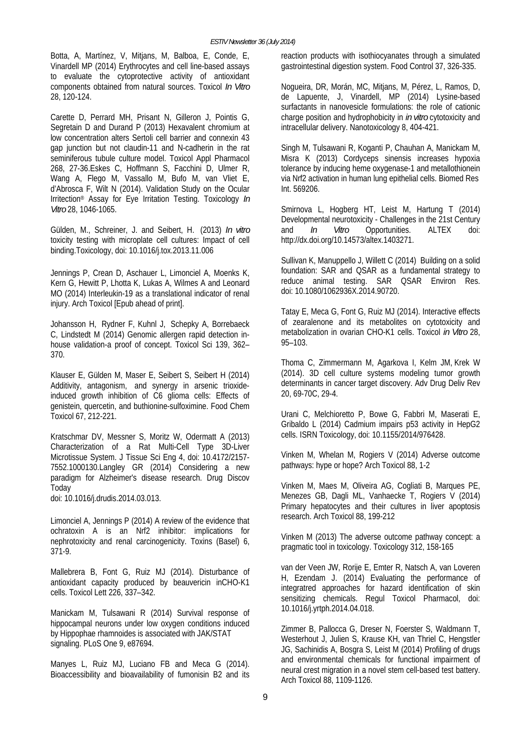Botta, A, Martínez, V, Mitjans, M, Balboa, E, Conde, E, Vinardell MP (2014) Erythrocytes and cell line-based assays to evaluate the cytoprotective activity of antioxidant components obtained from natural sources. Toxicol *In Vitro* 28, 120-124.

Carette D, Perrard MH, Prisant N, Gilleron J, Pointis G, Segretain D and Durand P (2013) Hexavalent chromium at low concentration alters Sertoli cell barrier and connexin 43 gap junction but not claudin-11 and N-cadherin in the rat seminiferous tubule culture model. Toxicol Appl Pharmacol 268, 27-36.Eskes C, Hoffmann S, Facchini D, Ulmer R, Wang A, Flego M, Vassallo M, Bufo M, van Vliet E, d'Abrosca F, Wilt N (2014). Validation Study on the Ocular Irritection® Assay for Eye Irritation Testing. Toxicology *In Vitro* 28, 1046-1065.

Gülden, M., Schreiner, J. and Seibert, H. (2013) *In vitro* toxicity testing with microplate cell cultures: Impact of cell binding.Toxicology, doi: 10.1016/j.tox.2013.11.006

Jennings P, Crean D, Aschauer L, Limonciel A, Moenks K, Kern G, Hewitt P, Lhotta K, Lukas A, Wilmes A and Leonard MO (2014) Interleukin-19 as a translational indicator of renal injury. Arch Toxicol [Epub ahead of print].

Johansson H, Rydner F, Kuhnl J, Schepky A, Borrebaeck C, Lindstedt M (2014) Genomic allergen rapid detection in-house validation-a proof of concept. Toxicol Sci 139, 362–370.

Klauser E, Gülden M, Maser E, Seibert S, Seibert H (2014) Additivity, antagonism, and synergy in arsenic trioxide-induced growth inhibition of C6 glioma cells: Effects of genistein, quercetin, and buthionine-sulfoximine. Food Chem Toxicol 67, 212-221.

Kratschmar DV, Messner S, Moritz W, Odermatt A (2013) Characterization of a Rat Multi-Cell Type 3D-Liver Microtissue System. J Tissue Sci Eng 4, doi: 10.4172/2157-7552.1000130.Langley GR (2014) Considering a new paradigm for Alzheimer's disease research. Drug Discov Today
doi: 10.1016/j.drudis.2014.03.013.

Limonciel A, Jennings P (2014) A review of the evidence that ochratoxin A is an Nrf2 inhibitor: implications for nephrotoxicity and renal carcinogenicity. Toxins (Basel) 6, 371-9.

Mallebrera B, Font G, Ruiz MJ (2014). Disturbance of antioxidant capacity produced by beauvericin inCHO-K1 cells. Toxicol Lett 226, 337–342.

Manickam M, Tulsawani R (2014) Survival response of hippocampal neurons under low oxygen conditions induced by Hippophae rhamnoides is associated with JAK/STAT signaling. PLoS One 9, e87694.

Manyes L, Ruiz MJ, Luciano FB and Meca G (2014). Bioaccessibility and bioavailability of fumonisin B2 and its reaction products with isothiocyanates through a simulated gastrointestinal digestion system. Food Control 37, 326-335.

Nogueira, DR, Morán, MC, Mitjans, M, Pérez, L, Ramos, D, de Lapuente, J, Vinardell, MP (2014) Lysine-based surfactants in nanovesicle formulations: the role of cationic charge position and hydrophobicity in *in vitro* cytotoxicity and intracellular delivery. Nanotoxicology 8, 404-421.

Singh M, Tulsawani R, Koganti P, Chauhan A, Manickam M, Misra K (2013) Cordyceps sinensis increases hypoxia tolerance by inducing heme oxygenase-1 and metallothionein via Nrf2 activation in human lung epithelial cells. Biomed Res Int. 569206.

Smirnova L, Hogberg HT, Leist M, Hartung T (2014) Developmental neurotoxicity - Challenges in the 21st Century and *In Vitro* Opportunities. ALTEX doi: http://dx.doi.org/10.14573/altex.1403271.

Sullivan K, Manuppello J, Willett C (2014) Building on a solid foundation: SAR and QSAR as a fundamental strategy to reduce animal testing. SAR QSAR Environ Res. doi: 10.1080/1062936X.2014.90720.

Tatay E, Meca G, Font G, Ruiz MJ (2014). Interactive effects of zearalenone and its metabolites on cytotoxicity and metabolization in ovarian CHO-K1 cells. Toxicol *in Vitro* 28, 95–103.

Thoma C, Zimmermann M, Agarkova I, Kelm JM, Krek W (2014). 3D cell culture systems modeling tumor growth determinants in cancer target discovery. Adv Drug Deliv Rev 20, 69-70C, 29-4.

Urani C, Melchioretto P, Bowe G, Fabbri M, Maserati E, Gribaldo L (2014) Cadmium impairs p53 activity in HepG2 cells. ISRN Toxicology, doi: 10.1155/2014/976428.

Vinken M, Whelan M, Rogiers V (2014) Adverse outcome pathways: hype or hope? Arch Toxicol 88, 1-2

Vinken M, Maes M, Oliveira AG, Cogliati B, Marques PE, Menezes GB, Dagli ML, Vanhaecke T, Rogiers V (2014) Primary hepatocytes and their cultures in liver apoptosis research. Arch Toxicol 88, 199-212

Vinken M (2013) The adverse outcome pathway concept: a pragmatic tool in toxicology. Toxicology 312, 158-165

van der Veen JW, Rorije E, Emter R, Natsch A, van Loveren H, Ezendam J. (2014) Evaluating the performance of integratred approaches for hazard identification of skin sensitizing chemicals. Regul Toxicol Pharmacol, doi: 10.1016/j.yrtph.2014.04.018.

Zimmer B, Pallocca G, Dreser N, Foerster S, Waldmann T, Westerhout J, Julien S, Krause KH, van Thriel C, Hengstler JG, Sachinidis A, Bosgra S, Leist M (2014) Profiling of drugs and environmental chemicals for functional impairment of neural crest migration in a novel stem cell-based test battery. Arch Toxicol 88, 1109-1126.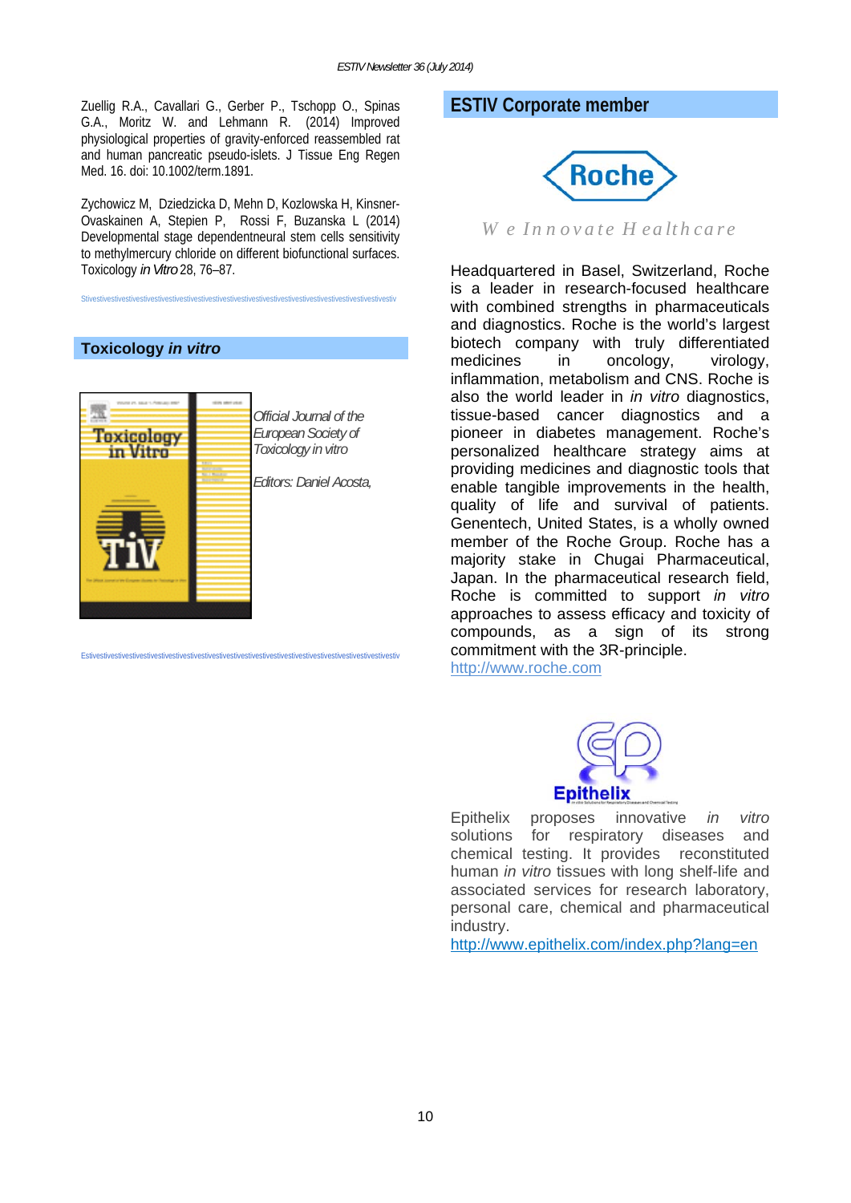Zuellig R.A., Cavallari G., Gerber P., Tschopp O., Spinas G.A., Moritz W. and Lehmann R. (2014) Improved physiological properties of gravity-enforced reassembled rat and human pancreatic pseudo-islets. J Tissue Eng Regen Med. 16. doi: 10.1002/term.1891.

Zychowicz M, Dziedzicka D, Mehn D, Kozlowska H, Kinsner-Ovaskainen A, Stepien P, Rossi F, Buzanska L (2014) Developmental stage dependentneural stem cells sensitivity to methylmercury chloride on different biofunctional surfaces. Toxicology *in Vitro* 28, 76–87.

## Toxicology *in vitro*

*Official Journal of the European Society of Toxicology in vitro*

*Editors: Daniel Acosta,*

## ESTIV Corporate member

**Roche**

*We Innovate Healthcare*

Headquartered in Basel, Switzerland, Roche is a leader in research-focused healthcare with combined strengths in pharmaceuticals and diagnostics. Roche is the world's largest biotech company with truly differentiated medicines in oncology, virology, inflammation, metabolism and CNS. Roche is also the world leader in *in vitro* diagnostics, tissue-based cancer diagnostics and a pioneer in diabetes management. Roche's personalized healthcare strategy aims at providing medicines and diagnostic tools that enable tangible improvements in the health, quality of life and survival of patients. Genentech, United States, is a wholly owned member of the Roche Group. Roche has a majority stake in Chugai Pharmaceutical, Japan. In the pharmaceutical research field, Roche is committed to support *in vitro* approaches to assess efficacy and toxicity of compounds, as a sign of its strong commitment with the 3R-principle.

http://www.roche.com

**Epithelix**

Epithelix proposes innovative *in vitro* solutions for respiratory diseases and chemical testing. It provides reconstituted human *in vitro* tissues with long shelf-life and associated services for research laboratory, personal care, chemical and pharmaceutical industry.

http://www.epithelix.com/index.php?lang=en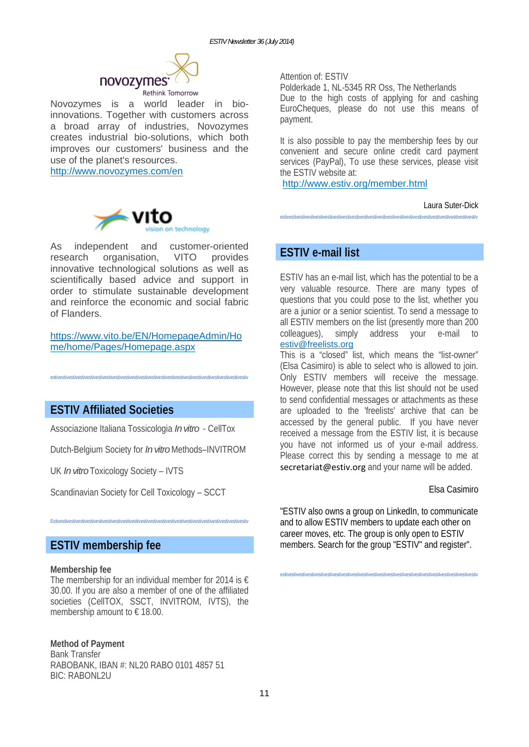Novozymes is a world leader in bio-innovations. Together with customers across a broad array of industries, Novozymes creates industrial bio-solutions, which both improves our customers' business and the use of the planet's resources.
http://www.novozymes.com/en

As independent and customer-oriented research organisation, VITO provides innovative technological solutions as well as scientifically based advice and support in order to stimulate sustainable development and reinforce the economic and social fabric of Flanders.

https://www.vito.be/EN/HomepageAdmin/Home/home/Pages/Homepage.aspx

estivestivestivestivestivestivestivestivestivestivestivestivestivestivestivestivestivestivestivestivestivestiv

## ESTIV Affiliated Societies

Associazione Italiana Tossicologia *In vitro* - CellTox

Dutch-Belgium Society for *In vitro* Methods–INVITROM

UK *In vitro* Toxicology Society – IVTS

Scandinavian Society for Cell Toxicology – SCCT

Estivestivestivestivestivestivestivestivestivestivestivestivestivestivestivestivestivestivestivestivestivestiv

## ESTIV membership fee

**Membership fee**
The membership for an individual member for 2014 is € 30.00. If you are also a member of one of the affiliated societies (CellTOX, SSCT, INVITROM, IVTS), the membership amount to € 18.00.

**Method of Payment**
Bank Transfer
RABOBANK, IBAN #: NL20 RABO 0101 4857 51
BIC: RABONL2U

Attention of: ESTIV
Polderkade 1, NL-5345 RR Oss, The Netherlands
Due to the high costs of applying for and cashing EuroCheques, please do not use this means of payment.

It is also possible to pay the membership fees by our convenient and secure online credit card payment services (PayPal), To use these services, please visit the ESTIV website at:
http://www.estiv.org/member.html

Laura Suter-Dick

estivestivestivestivestivestivestivestivestivestivestivestivestivestivestivestivestivestivestivestivestivestiv

## ESTIV e-mail list

ESTIV has an e-mail list, which has the potential to be a very valuable resource. There are many types of questions that you could pose to the list, whether you are a junior or a senior scientist. To send a message to all ESTIV members on the list (presently more than 200 colleagues), simply address your e-mail to estiv@freelists.org
This is a "closed" list, which means the "list-owner" (Elsa Casimiro) is able to select who is allowed to join. Only ESTIV members will receive the message. However, please note that this list should not be used to send confidential messages or attachments as these are uploaded to the 'freelists' archive that can be accessed by the general public. If you have never received a message from the ESTIV list, it is because you have not informed us of your e-mail address. Please correct this by sending a message to me at secretariat@estiv.org and your name will be added.

Elsa Casimiro

"ESTIV also owns a group on LinkedIn, to communicate and to allow ESTIV members to update each other on career moves, etc. The group is only open to ESTIV members. Search for the group "ESTIV" and register".

estivestivestivestivestivestivestivestivestivestivestivestivestivestivestivestivestivestivestivestivestivestiv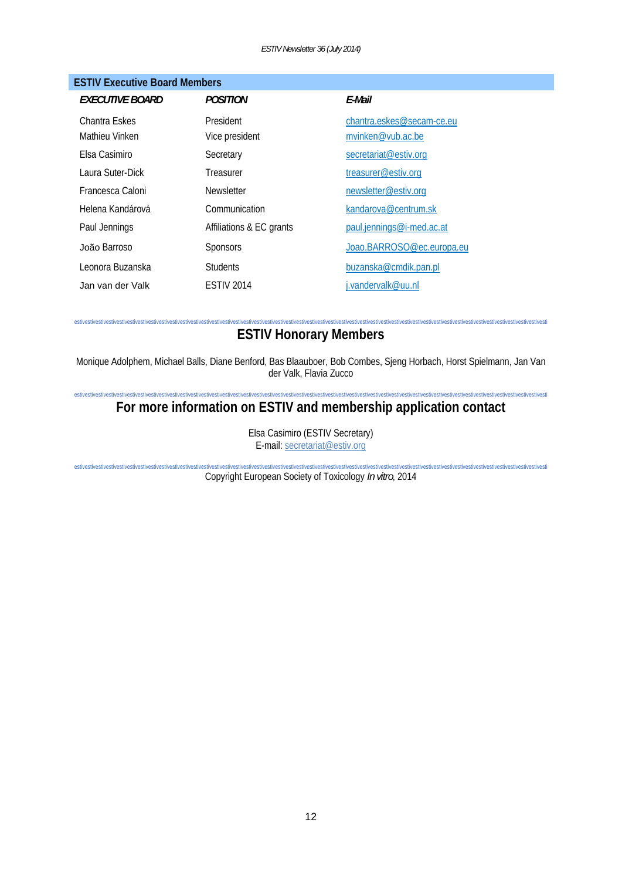## ESTIV Executive Board Members

| *EXECUTIVE BOARD* | *POSITION* | *E-Mail* |
|---|---|---|
| Chantra Eskes | President | chantra.eskes@secam-ce.eu |
| Mathieu Vinken | Vice president | mvinken@vub.ac.be |
| Elsa Casimiro | Secretary | secretariat@estiv.org |
| Laura Suter-Dick | Treasurer | treasurer@estiv.org |
| Francesca Caloni | Newsletter | newsletter@estiv.org |
| Helena Kandárová | Communication | kandarova@centrum.sk |
| Paul Jennings | Affiliations & EC grants | paul.jennings@i-med.ac.at |
| João Barroso | Sponsors | Joao.BARROSO@ec.europa.eu |
| Leonora Buzanska | Students | buzanska@cmdik.pan.pl |
| Jan van der Valk | ESTIV 2014 | j.vandervalk@uu.nl |

## ESTIV Honorary Members

Monique Adolphem, Michael Balls, Diane Benford, Bas Blaauboer, Bob Combes, Sjeng Horbach, Horst Spielmann, Jan Van der Valk, Flavia Zucco

## For more information on ESTIV and membership application contact

Elsa Casimiro (ESTIV Secretary)
E-mail: secretariat@estiv.org

Copyright European Society of Toxicology *In vitro*, 2014